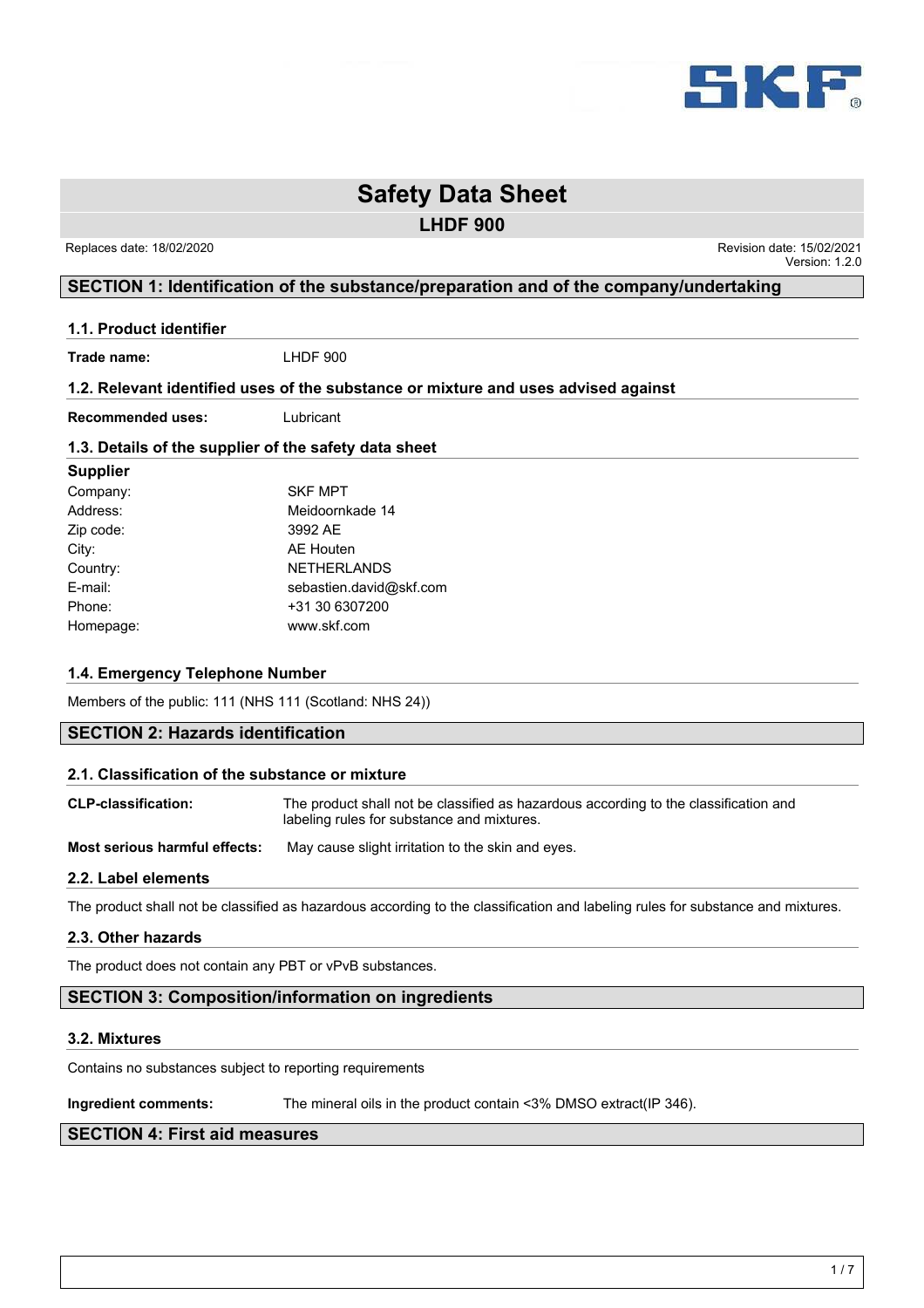# Safety Data Sheet

## LHDF 900

Replaces date: 18/02/2020

Revision date: 15/02/2021
Version: 1.2.0

## SECTION 1: Identification of the substance/preparation and of the company/undertaking

### 1.1. Product identifier

**Trade name:** LHDF 900

### 1.2. Relevant identified uses of the substance or mixture and uses advised against

**Recommended uses:** Lubricant

### 1.3. Details of the supplier of the safety data sheet

**Supplier**

| | |
|---|---|
| Company: | SKF MPT |
| Address: | Meidoornkade 14 |
| Zip code: | 3992 AE |
| City: | AE Houten |
| Country: | NETHERLANDS |
| E-mail: | sebastien.david@skf.com |
| Phone: | +31 30 6307200 |
| Homepage: | www.skf.com |

### 1.4. Emergency Telephone Number

Members of the public: 111 (NHS 111 (Scotland: NHS 24))

## SECTION 2: Hazards identification

### 2.1. Classification of the substance or mixture

**CLP-classification:** The product shall not be classified as hazardous according to the classification and labeling rules for substance and mixtures.

**Most serious harmful effects:** May cause slight irritation to the skin and eyes.

### 2.2. Label elements

The product shall not be classified as hazardous according to the classification and labeling rules for substance and mixtures.

### 2.3. Other hazards

The product does not contain any PBT or vPvB substances.

## SECTION 3: Composition/information on ingredients

### 3.2. Mixtures

Contains no substances subject to reporting requirements

**Ingredient comments:** The mineral oils in the product contain <3% DMSO extract(IP 346).

## SECTION 4: First aid measures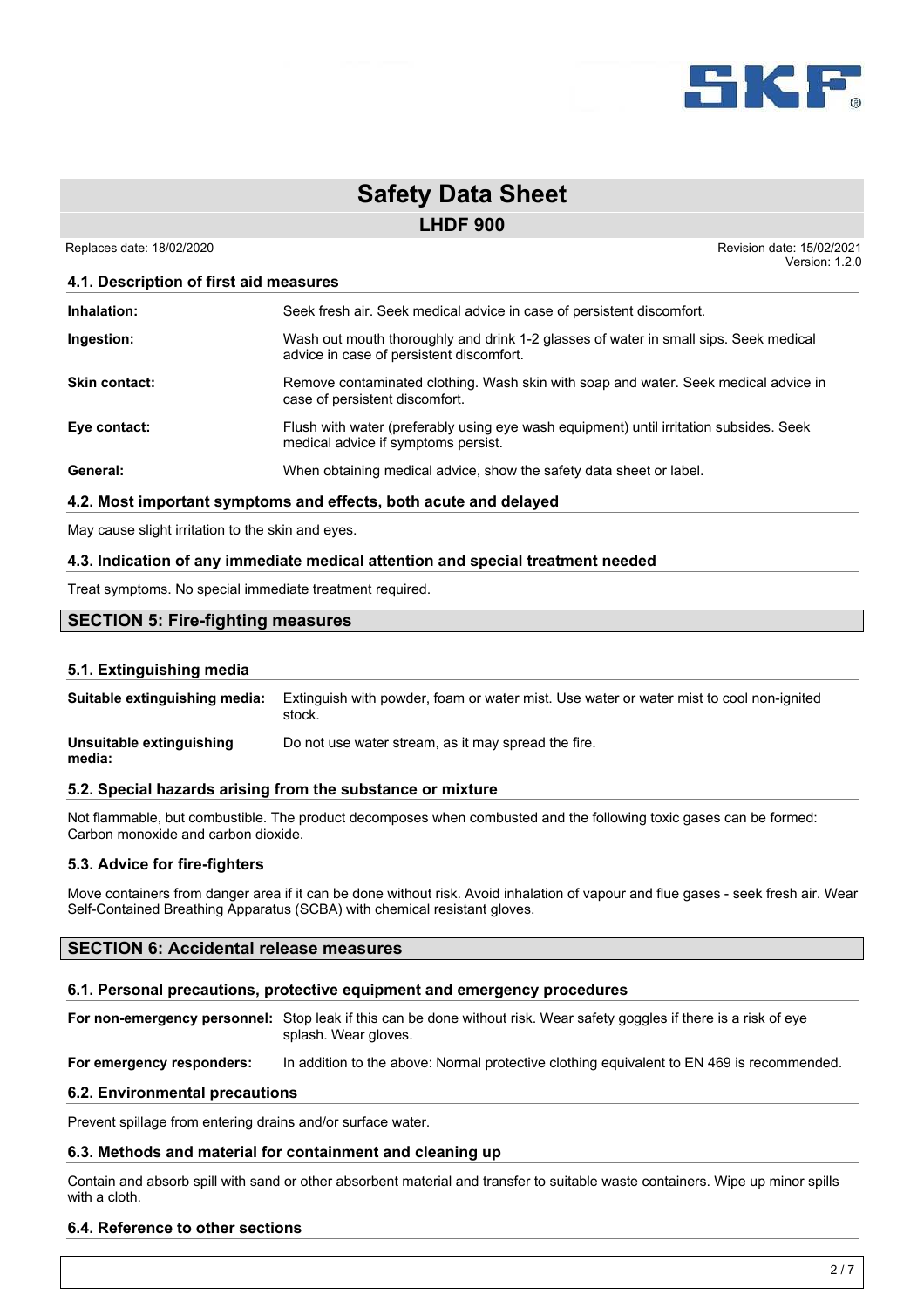## 4.1. Description of first aid measures

**Inhalation:** Seek fresh air. Seek medical advice in case of persistent discomfort.

**Ingestion:** Wash out mouth thoroughly and drink 1-2 glasses of water in small sips. Seek medical advice in case of persistent discomfort.

**Skin contact:** Remove contaminated clothing. Wash skin with soap and water. Seek medical advice in case of persistent discomfort.

**Eye contact:** Flush with water (preferably using eye wash equipment) until irritation subsides. Seek medical advice if symptoms persist.

**General:** When obtaining medical advice, show the safety data sheet or label.

## 4.2. Most important symptoms and effects, both acute and delayed

May cause slight irritation to the skin and eyes.

## 4.3. Indication of any immediate medical attention and special treatment needed

Treat symptoms. No special immediate treatment required.

# SECTION 5: Fire-fighting measures

## 5.1. Extinguishing media

**Suitable extinguishing media:** Extinguish with powder, foam or water mist. Use water or water mist to cool non-ignited stock.

**Unsuitable extinguishing media:** Do not use water stream, as it may spread the fire.

## 5.2. Special hazards arising from the substance or mixture

Not flammable, but combustible. The product decomposes when combusted and the following toxic gases can be formed: Carbon monoxide and carbon dioxide.

## 5.3. Advice for fire-fighters

Move containers from danger area if it can be done without risk. Avoid inhalation of vapour and flue gases - seek fresh air. Wear Self-Contained Breathing Apparatus (SCBA) with chemical resistant gloves.

# SECTION 6: Accidental release measures

## 6.1. Personal precautions, protective equipment and emergency procedures

**For non-emergency personnel:** Stop leak if this can be done without risk. Wear safety goggles if there is a risk of eye splash. Wear gloves.

**For emergency responders:** In addition to the above: Normal protective clothing equivalent to EN 469 is recommended.

## 6.2. Environmental precautions

Prevent spillage from entering drains and/or surface water.

## 6.3. Methods and material for containment and cleaning up

Contain and absorb spill with sand or other absorbent material and transfer to suitable waste containers. Wipe up minor spills with a cloth.

## 6.4. Reference to other sections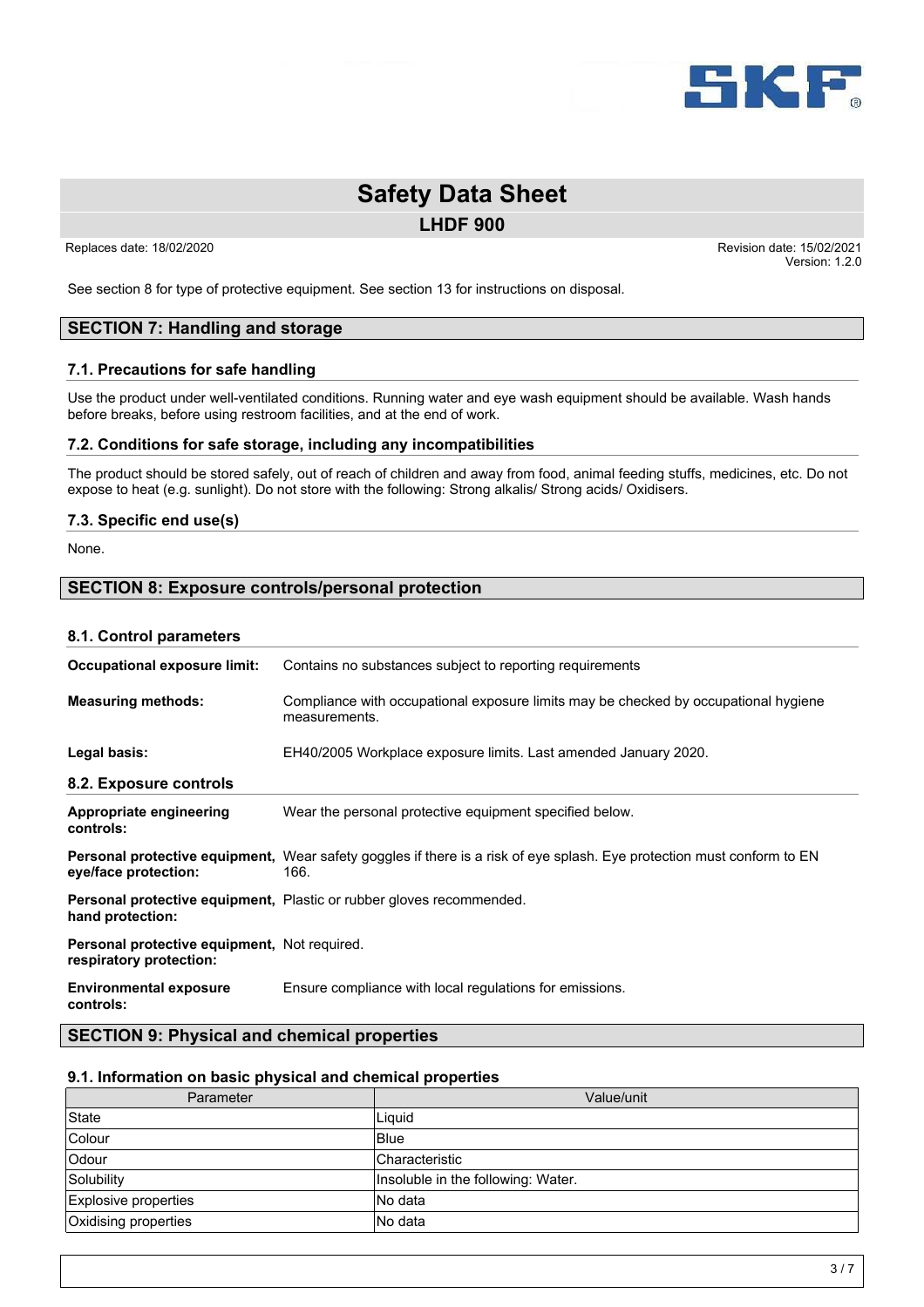See section 8 for type of protective equipment. See section 13 for instructions on disposal.

## SECTION 7: Handling and storage

### 7.1. Precautions for safe handling

Use the product under well-ventilated conditions. Running water and eye wash equipment should be available. Wash hands before breaks, before using restroom facilities, and at the end of work.

### 7.2. Conditions for safe storage, including any incompatibilities

The product should be stored safely, out of reach of children and away from food, animal feeding stuffs, medicines, etc. Do not expose to heat (e.g. sunlight). Do not store with the following: Strong alkalis/ Strong acids/ Oxidisers.

### 7.3. Specific end use(s)

None.

## SECTION 8: Exposure controls/personal protection

### 8.1. Control parameters

**Occupational exposure limit:** Contains no substances subject to reporting requirements

**Measuring methods:** Compliance with occupational exposure limits may be checked by occupational hygiene measurements.

**Legal basis:** EH40/2005 Workplace exposure limits. Last amended January 2020.

### 8.2. Exposure controls

**Appropriate engineering controls:** Wear the personal protective equipment specified below.

**Personal protective equipment, eye/face protection:** Wear safety goggles if there is a risk of eye splash. Eye protection must conform to EN 166.

**Personal protective equipment, hand protection:** Plastic or rubber gloves recommended.

**Personal protective equipment, respiratory protection:** Not required.

**Environmental exposure controls:** Ensure compliance with local regulations for emissions.

## SECTION 9: Physical and chemical properties

### 9.1. Information on basic physical and chemical properties

| Parameter | Value/unit |
|---|---|
| State | Liquid |
| Colour | Blue |
| Odour | Characteristic |
| Solubility | Insoluble in the following: Water. |
| Explosive properties | No data |
| Oxidising properties | No data |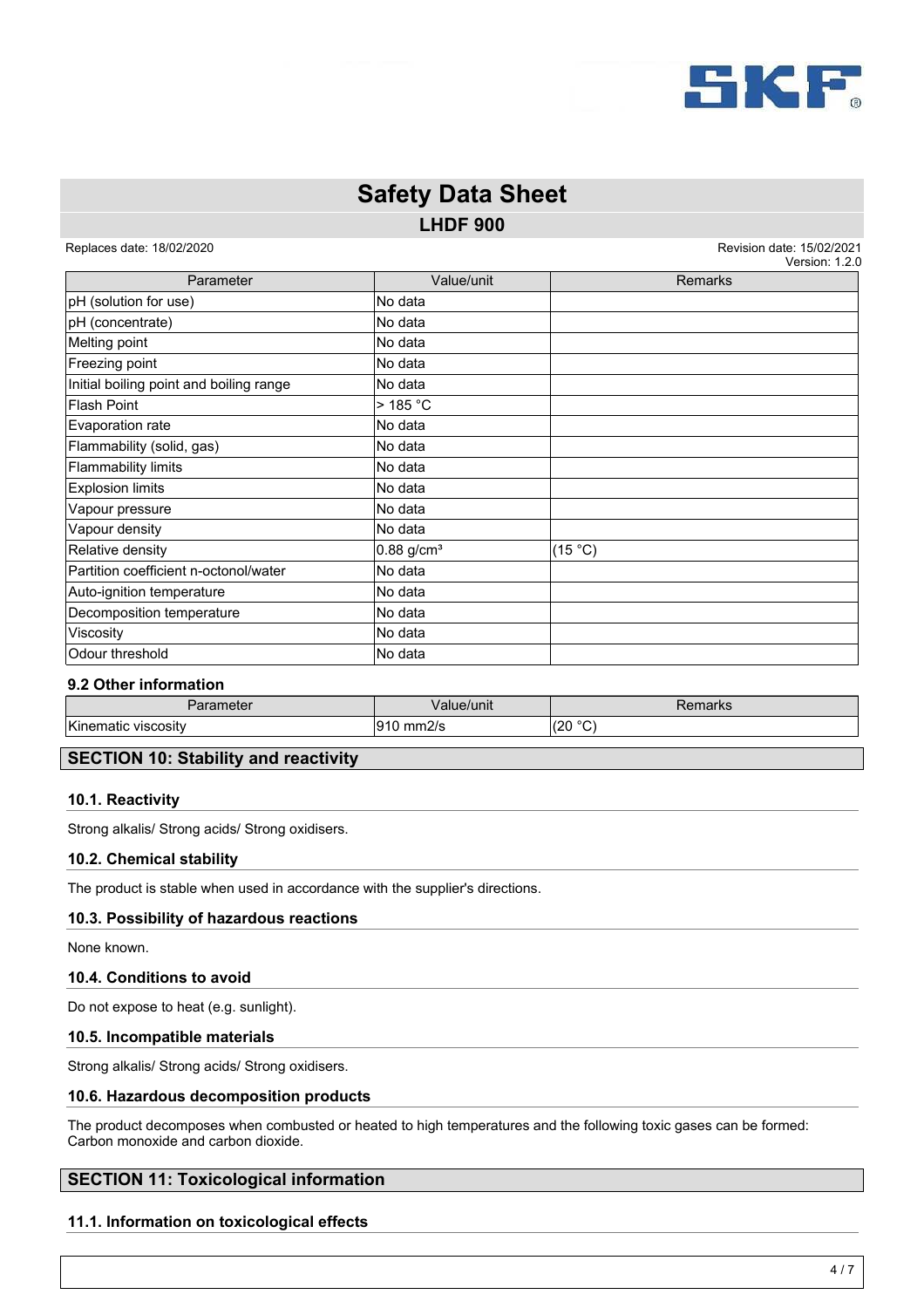| Parameter | Value/unit | Remarks |
|---|---|---|
| pH (solution for use) | No data | |
| pH (concentrate) | No data | |
| Melting point | No data | |
| Freezing point | No data | |
| Initial boiling point and boiling range | No data | |
| Flash Point | > 185 °C | |
| Evaporation rate | No data | |
| Flammability (solid, gas) | No data | |
| Flammability limits | No data | |
| Explosion limits | No data | |
| Vapour pressure | No data | |
| Vapour density | No data | |
| Relative density | 0.88 g/cm³ | (15 °C) |
| Partition coefficient n-octonol/water | No data | |
| Auto-ignition temperature | No data | |
| Decomposition temperature | No data | |
| Viscosity | No data | |
| Odour threshold | No data | |

### 9.2 Other information

| Parameter | Value/unit | Remarks |
|---|---|---|
| Kinematic viscosity | 910 mm2/s | (20 °C) |

## SECTION 10: Stability and reactivity

### 10.1. Reactivity

Strong alkalis/ Strong acids/ Strong oxidisers.

### 10.2. Chemical stability

The product is stable when used in accordance with the supplier's directions.

### 10.3. Possibility of hazardous reactions

None known.

### 10.4. Conditions to avoid

Do not expose to heat (e.g. sunlight).

### 10.5. Incompatible materials

Strong alkalis/ Strong acids/ Strong oxidisers.

### 10.6. Hazardous decomposition products

The product decomposes when combusted or heated to high temperatures and the following toxic gases can be formed: Carbon monoxide and carbon dioxide.

## SECTION 11: Toxicological information

### 11.1. Information on toxicological effects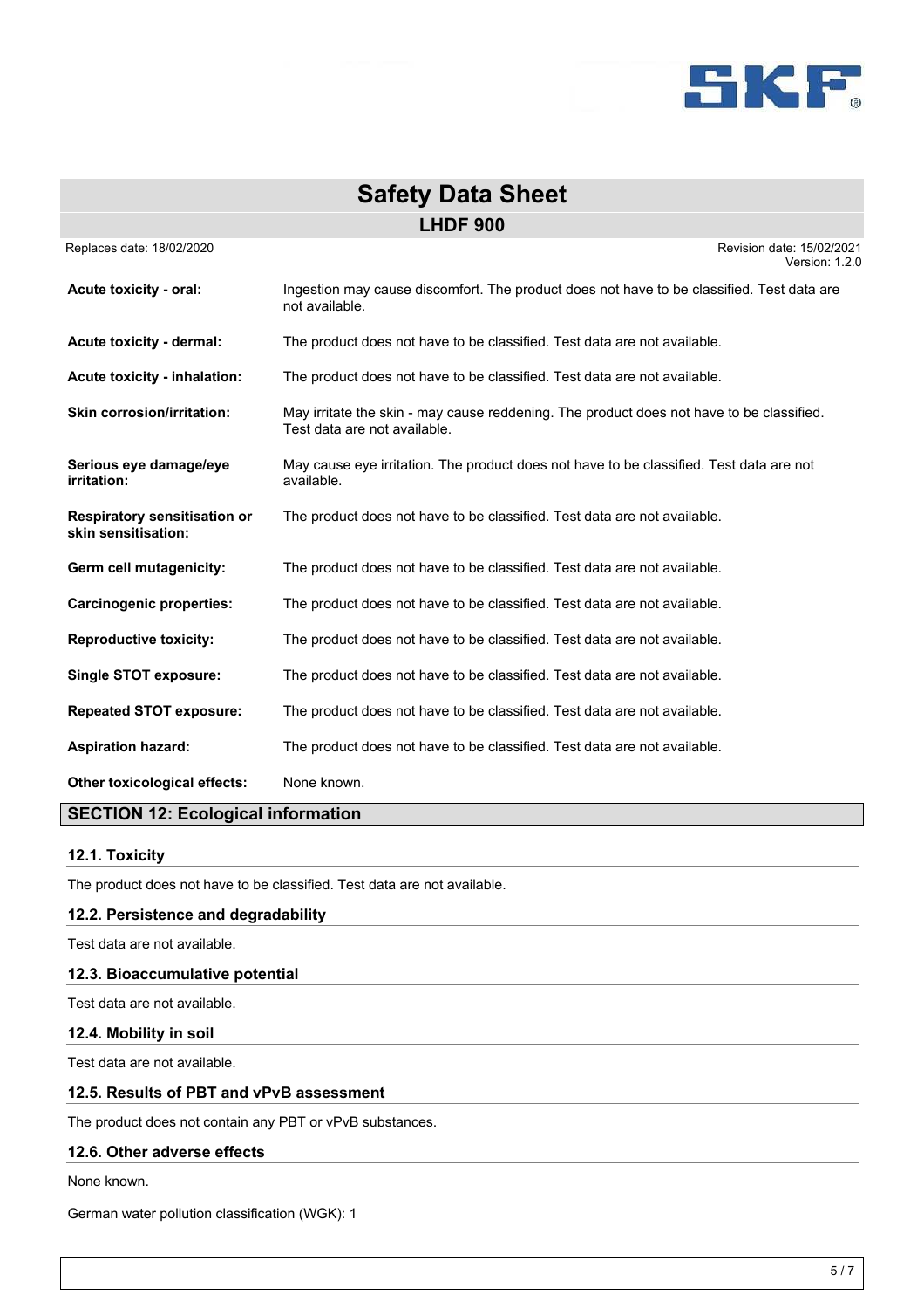**Acute toxicity - oral:** Ingestion may cause discomfort. The product does not have to be classified. Test data are not available.

**Acute toxicity - dermal:** The product does not have to be classified. Test data are not available.

**Acute toxicity - inhalation:** The product does not have to be classified. Test data are not available.

**Skin corrosion/irritation:** May irritate the skin - may cause reddening. The product does not have to be classified. Test data are not available.

**Serious eye damage/eye irritation:** May cause eye irritation. The product does not have to be classified. Test data are not available.

**Respiratory sensitisation or skin sensitisation:** The product does not have to be classified. Test data are not available.

**Germ cell mutagenicity:** The product does not have to be classified. Test data are not available.

**Carcinogenic properties:** The product does not have to be classified. Test data are not available.

**Reproductive toxicity:** The product does not have to be classified. Test data are not available.

**Single STOT exposure:** The product does not have to be classified. Test data are not available.

**Repeated STOT exposure:** The product does not have to be classified. Test data are not available.

**Aspiration hazard:** The product does not have to be classified. Test data are not available.

**Other toxicological effects:** None known.

## SECTION 12: Ecological information

### 12.1. Toxicity

The product does not have to be classified. Test data are not available.

### 12.2. Persistence and degradability

Test data are not available.

### 12.3. Bioaccumulative potential

Test data are not available.

### 12.4. Mobility in soil

Test data are not available.

### 12.5. Results of PBT and vPvB assessment

The product does not contain any PBT or vPvB substances.

### 12.6. Other adverse effects

None known.

German water pollution classification (WGK): 1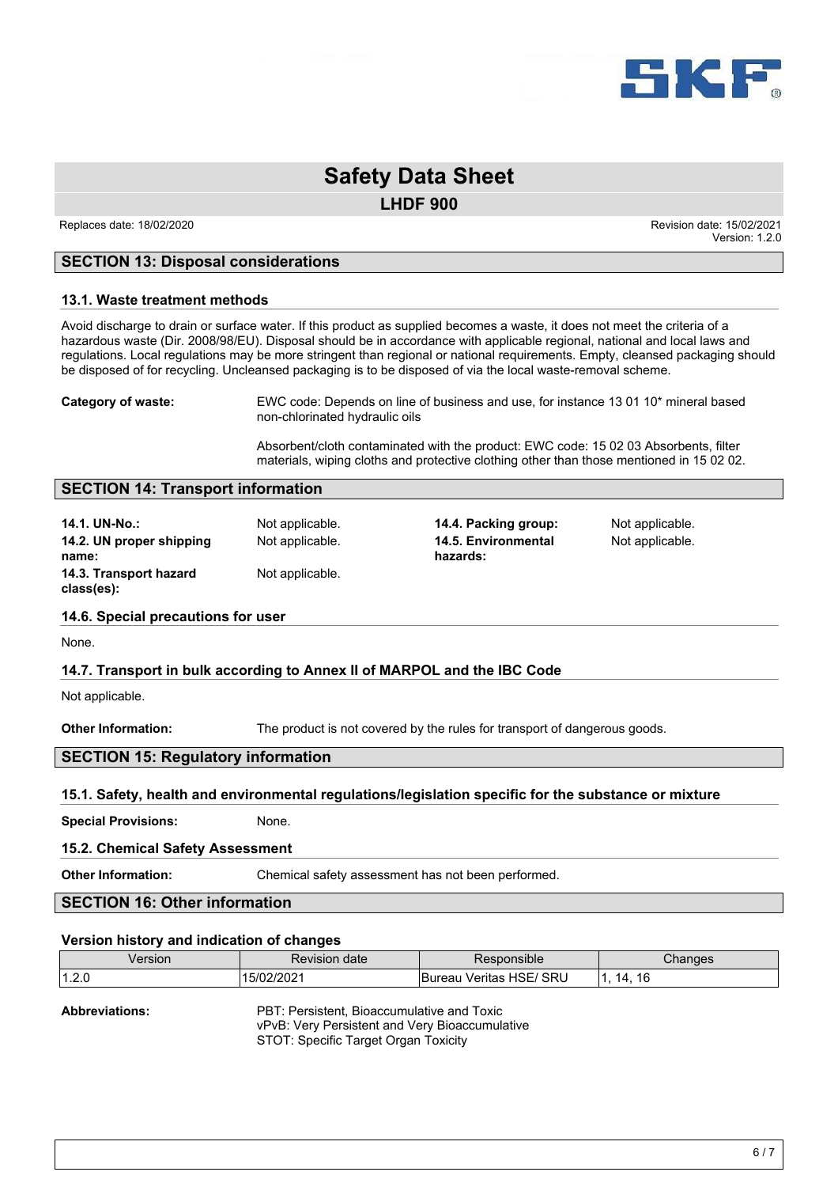# Safety Data Sheet

## LHDF 900

Replaces date: 18/02/2020

Revision date: 15/02/2021
Version: 1.2.0

## SECTION 13: Disposal considerations

### 13.1. Waste treatment methods

Avoid discharge to drain or surface water. If this product as supplied becomes a waste, it does not meet the criteria of a hazardous waste (Dir. 2008/98/EU). Disposal should be in accordance with applicable regional, national and local laws and regulations. Local regulations may be more stringent than regional or national requirements. Empty, cleansed packaging should be disposed of for recycling. Uncleansed packaging is to be disposed of via the local waste-removal scheme.

**Category of waste:** EWC code: Depends on line of business and use, for instance 13 01 10* mineral based non-chlorinated hydraulic oils

Absorbent/cloth contaminated with the product: EWC code: 15 02 03 Absorbents, filter materials, wiping cloths and protective clothing other than those mentioned in 15 02 02.

## SECTION 14: Transport information

**14.1. UN-No.:** Not applicable.

**14.2. UN proper shipping name:** Not applicable.

**14.3. Transport hazard class(es):** Not applicable.

**14.4. Packing group:** Not applicable.

**14.5. Environmental hazards:** Not applicable.

### 14.6. Special precautions for user

None.

### 14.7. Transport in bulk according to Annex II of MARPOL and the IBC Code

Not applicable.

**Other Information:** The product is not covered by the rules for transport of dangerous goods.

## SECTION 15: Regulatory information

### 15.1. Safety, health and environmental regulations/legislation specific for the substance or mixture

**Special Provisions:** None.

### 15.2. Chemical Safety Assessment

**Other Information:** Chemical safety assessment has not been performed.

## SECTION 16: Other information

### Version history and indication of changes

| Version | Revision date | Responsible | Changes |
| --- | --- | --- | --- |
| 1.2.0 | 15/02/2021 | Bureau Veritas HSE/ SRU | 1, 14, 16 |

**Abbreviations:**
PBT: Persistent, Bioaccumulative and Toxic
vPvB: Very Persistent and Very Bioaccumulative
STOT: Specific Target Organ Toxicity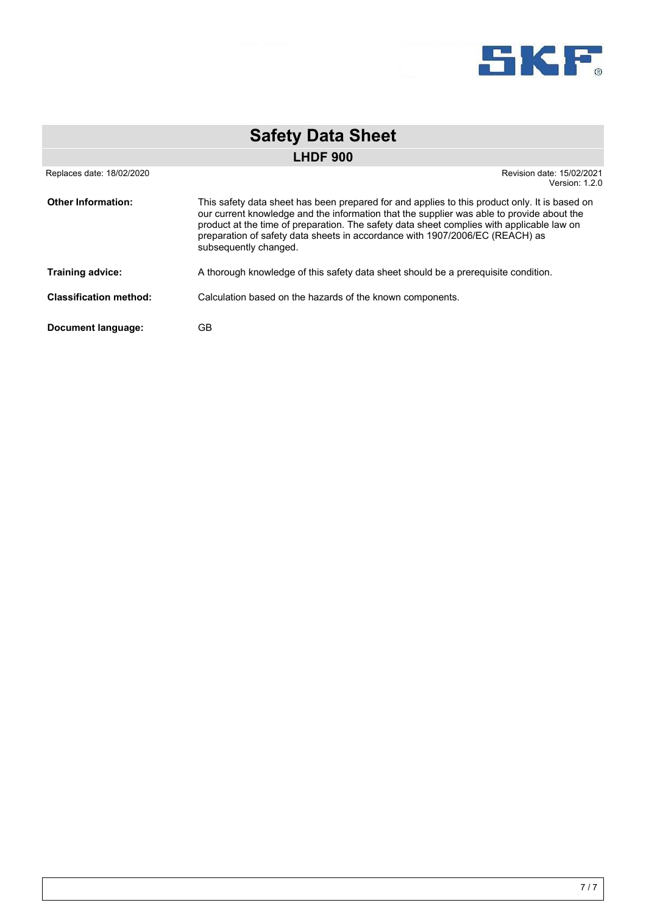# Safety Data Sheet

## LHDF 900

Replaces date: 18/02/2020

Revision date: 15/02/2021
Version: 1.2.0

| | |
|---|---|
| **Other Information:** | This safety data sheet has been prepared for and applies to this product only. It is based on our current knowledge and the information that the supplier was able to provide about the product at the time of preparation. The safety data sheet complies with applicable law on preparation of safety data sheets in accordance with 1907/2006/EC (REACH) as subsequently changed. |
| **Training advice:** | A thorough knowledge of this safety data sheet should be a prerequisite condition. |
| **Classification method:** | Calculation based on the hazards of the known components. |
| **Document language:** | GB |